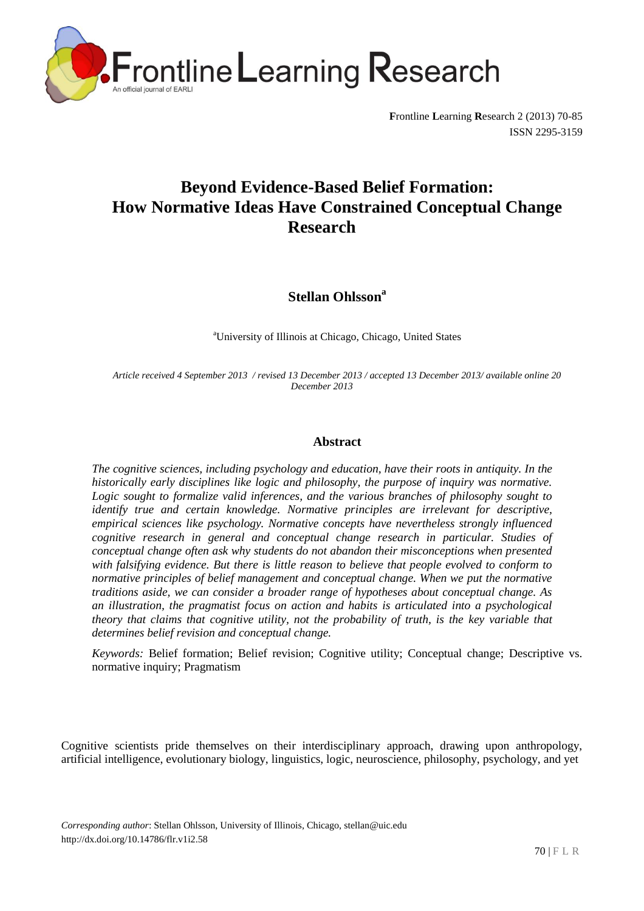# Beyond Evidence-Based Belief Formation: How Normative Ideas Have Constrained Conceptual Change Research

**Stellan Ohlsson**[a]

[a]University of Illinois at Chicago, Chicago, United States

*Article received 4 September 2013 / revised 13 December 2013 / accepted 13 December 2013/ available online 20 December 2013*

## Abstract

*The cognitive sciences, including psychology and education, have their roots in antiquity. In the historically early disciplines like logic and philosophy, the purpose of inquiry was normative. Logic sought to formalize valid inferences, and the various branches of philosophy sought to identify true and certain knowledge. Normative principles are irrelevant for descriptive, empirical sciences like psychology. Normative concepts have nevertheless strongly influenced cognitive research in general and conceptual change research in particular. Studies of conceptual change often ask why students do not abandon their misconceptions when presented with falsifying evidence. But there is little reason to believe that people evolved to conform to normative principles of belief management and conceptual change. When we put the normative traditions aside, we can consider a broader range of hypotheses about conceptual change. As an illustration, the pragmatist focus on action and habits is articulated into a psychological theory that claims that cognitive utility, not the probability of truth, is the key variable that determines belief revision and conceptual change.*

*Keywords:* Belief formation; Belief revision; Cognitive utility; Conceptual change; Descriptive vs. normative inquiry; Pragmatism

Cognitive scientists pride themselves on their interdisciplinary approach, drawing upon anthropology, artificial intelligence, evolutionary biology, linguistics, logic, neuroscience, philosophy, psychology, and yet

*Corresponding author*: Stellan Ohlsson, University of Illinois, Chicago, stellan@uic.edu
http://dx.doi.org/10.14786/flr.v1i2.58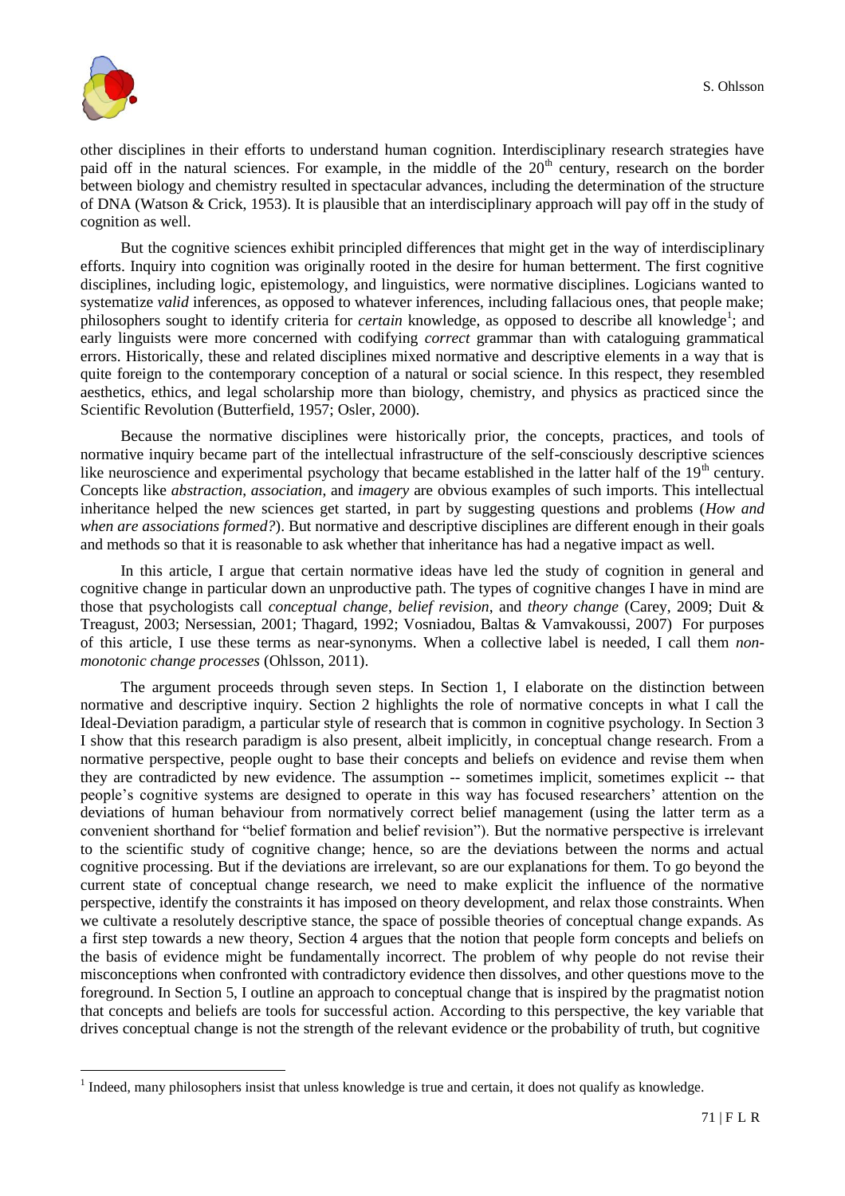other disciplines in their efforts to understand human cognition. Interdisciplinary research strategies have paid off in the natural sciences. For example, in the middle of the 20th century, research on the border between biology and chemistry resulted in spectacular advances, including the determination of the structure of DNA (Watson & Crick, 1953). It is plausible that an interdisciplinary approach will pay off in the study of cognition as well.

But the cognitive sciences exhibit principled differences that might get in the way of interdisciplinary efforts. Inquiry into cognition was originally rooted in the desire for human betterment. The first cognitive disciplines, including logic, epistemology, and linguistics, were normative disciplines. Logicians wanted to systematize *valid* inferences, as opposed to whatever inferences, including fallacious ones, that people make; philosophers sought to identify criteria for *certain* knowledge, as opposed to describe all knowledge[1]; and early linguists were more concerned with codifying *correct* grammar than with cataloguing grammatical errors. Historically, these and related disciplines mixed normative and descriptive elements in a way that is quite foreign to the contemporary conception of a natural or social science. In this respect, they resembled aesthetics, ethics, and legal scholarship more than biology, chemistry, and physics as practiced since the Scientific Revolution (Butterfield, 1957; Osler, 2000).

Because the normative disciplines were historically prior, the concepts, practices, and tools of normative inquiry became part of the intellectual infrastructure of the self-consciously descriptive sciences like neuroscience and experimental psychology that became established in the latter half of the 19th century. Concepts like *abstraction*, *association*, and *imagery* are obvious examples of such imports. This intellectual inheritance helped the new sciences get started, in part by suggesting questions and problems (*How and when are associations formed?*). But normative and descriptive disciplines are different enough in their goals and methods so that it is reasonable to ask whether that inheritance has had a negative impact as well.

In this article, I argue that certain normative ideas have led the study of cognition in general and cognitive change in particular down an unproductive path. The types of cognitive changes I have in mind are those that psychologists call *conceptual change*, *belief revision*, and *theory change* (Carey, 2009; Duit & Treagust, 2003; Nersessian, 2001; Thagard, 1992; Vosniadou, Baltas & Vamvakoussi, 2007) For purposes of this article, I use these terms as near-synonyms. When a collective label is needed, I call them *non-monotonic change processes* (Ohlsson, 2011).

The argument proceeds through seven steps. In Section 1, I elaborate on the distinction between normative and descriptive inquiry. Section 2 highlights the role of normative concepts in what I call the Ideal-Deviation paradigm, a particular style of research that is common in cognitive psychology. In Section 3 I show that this research paradigm is also present, albeit implicitly, in conceptual change research. From a normative perspective, people ought to base their concepts and beliefs on evidence and revise them when they are contradicted by new evidence. The assumption -- sometimes implicit, sometimes explicit -- that people's cognitive systems are designed to operate in this way has focused researchers' attention on the deviations of human behaviour from normatively correct belief management (using the latter term as a convenient shorthand for "belief formation and belief revision"). But the normative perspective is irrelevant to the scientific study of cognitive change; hence, so are the deviations between the norms and actual cognitive processing. But if the deviations are irrelevant, so are our explanations for them. To go beyond the current state of conceptual change research, we need to make explicit the influence of the normative perspective, identify the constraints it has imposed on theory development, and relax those constraints. When we cultivate a resolutely descriptive stance, the space of possible theories of conceptual change expands. As a first step towards a new theory, Section 4 argues that the notion that people form concepts and beliefs on the basis of evidence might be fundamentally incorrect. The problem of why people do not revise their misconceptions when confronted with contradictory evidence then dissolves, and other questions move to the foreground. In Section 5, I outline an approach to conceptual change that is inspired by the pragmatist notion that concepts and beliefs are tools for successful action. According to this perspective, the key variable that drives conceptual change is not the strength of the relevant evidence or the probability of truth, but cognitive

[1] Indeed, many philosophers insist that unless knowledge is true and certain, it does not qualify as knowledge.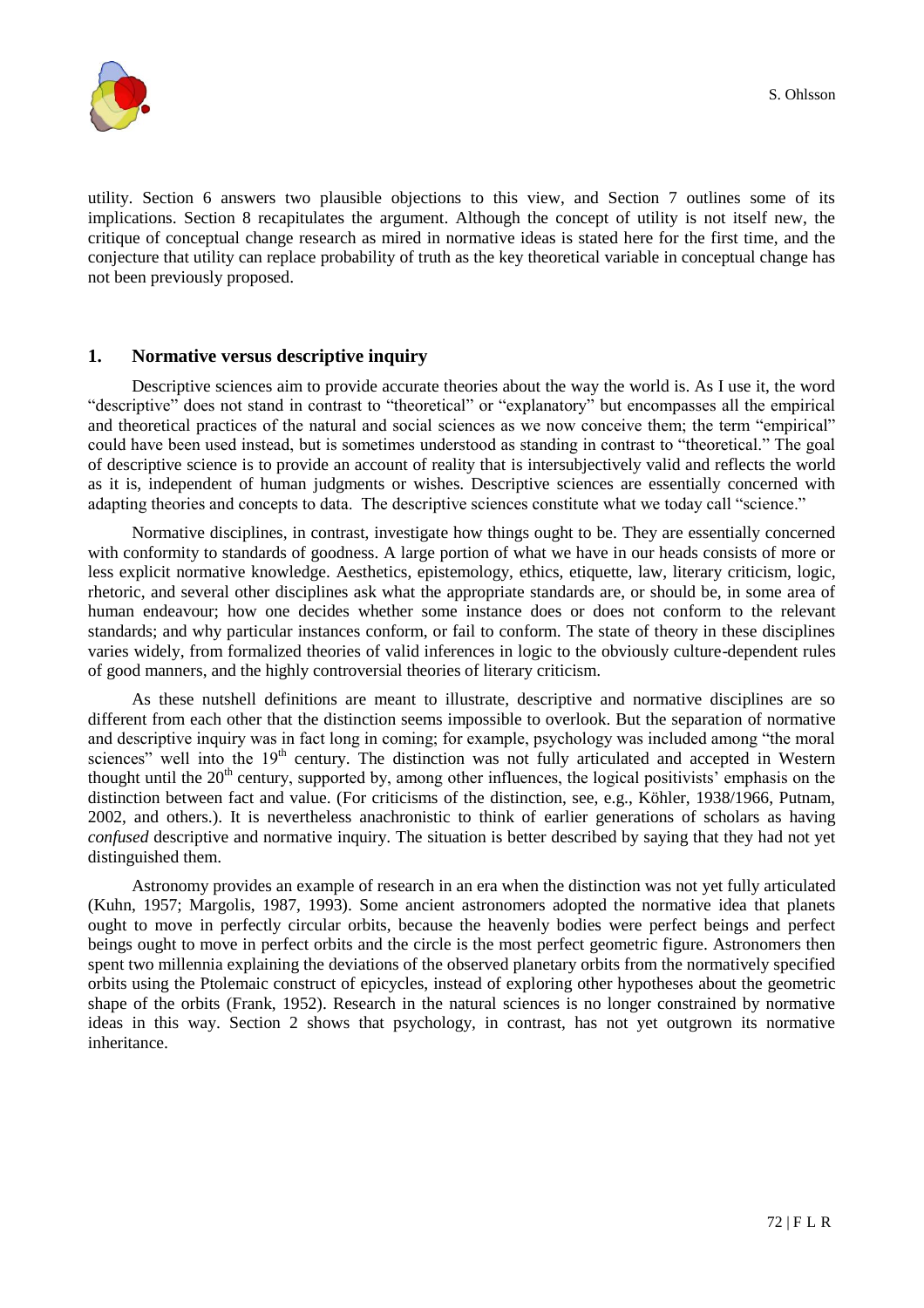utility. Section 6 answers two plausible objections to this view, and Section 7 outlines some of its implications. Section 8 recapitulates the argument. Although the concept of utility is not itself new, the critique of conceptual change research as mired in normative ideas is stated here for the first time, and the conjecture that utility can replace probability of truth as the key theoretical variable in conceptual change has not been previously proposed.

## 1. Normative versus descriptive inquiry

Descriptive sciences aim to provide accurate theories about the way the world is. As I use it, the word "descriptive" does not stand in contrast to "theoretical" or "explanatory" but encompasses all the empirical and theoretical practices of the natural and social sciences as we now conceive them; the term "empirical" could have been used instead, but is sometimes understood as standing in contrast to "theoretical." The goal of descriptive science is to provide an account of reality that is intersubjectively valid and reflects the world as it is, independent of human judgments or wishes. Descriptive sciences are essentially concerned with adapting theories and concepts to data. The descriptive sciences constitute what we today call "science."

Normative disciplines, in contrast, investigate how things ought to be. They are essentially concerned with conformity to standards of goodness. A large portion of what we have in our heads consists of more or less explicit normative knowledge. Aesthetics, epistemology, ethics, etiquette, law, literary criticism, logic, rhetoric, and several other disciplines ask what the appropriate standards are, or should be, in some area of human endeavour; how one decides whether some instance does or does not conform to the relevant standards; and why particular instances conform, or fail to conform. The state of theory in these disciplines varies widely, from formalized theories of valid inferences in logic to the obviously culture-dependent rules of good manners, and the highly controversial theories of literary criticism.

As these nutshell definitions are meant to illustrate, descriptive and normative disciplines are so different from each other that the distinction seems impossible to overlook. But the separation of normative and descriptive inquiry was in fact long in coming; for example, psychology was included among "the moral sciences" well into the 19th century. The distinction was not fully articulated and accepted in Western thought until the 20th century, supported by, among other influences, the logical positivists' emphasis on the distinction between fact and value. (For criticisms of the distinction, see, e.g., Köhler, 1938/1966, Putnam, 2002, and others.). It is nevertheless anachronistic to think of earlier generations of scholars as having *confused* descriptive and normative inquiry. The situation is better described by saying that they had not yet distinguished them.

Astronomy provides an example of research in an era when the distinction was not yet fully articulated (Kuhn, 1957; Margolis, 1987, 1993). Some ancient astronomers adopted the normative idea that planets ought to move in perfectly circular orbits, because the heavenly bodies were perfect beings and perfect beings ought to move in perfect orbits and the circle is the most perfect geometric figure. Astronomers then spent two millennia explaining the deviations of the observed planetary orbits from the normatively specified orbits using the Ptolemaic construct of epicycles, instead of exploring other hypotheses about the geometric shape of the orbits (Frank, 1952). Research in the natural sciences is no longer constrained by normative ideas in this way. Section 2 shows that psychology, in contrast, has not yet outgrown its normative inheritance.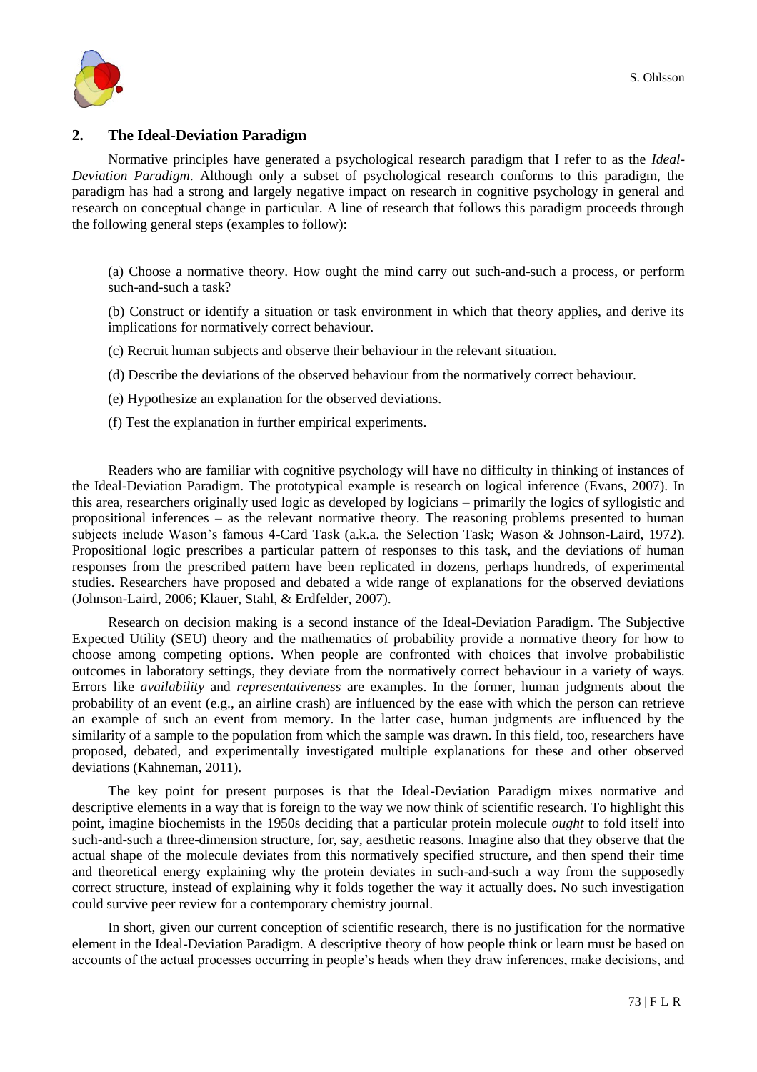## 2. The Ideal-Deviation Paradigm

Normative principles have generated a psychological research paradigm that I refer to as the *Ideal-Deviation Paradigm*. Although only a subset of psychological research conforms to this paradigm, the paradigm has had a strong and largely negative impact on research in cognitive psychology in general and research on conceptual change in particular. A line of research that follows this paradigm proceeds through the following general steps (examples to follow):

(a) Choose a normative theory. How ought the mind carry out such-and-such a process, or perform such-and-such a task?

(b) Construct or identify a situation or task environment in which that theory applies, and derive its implications for normatively correct behaviour.

(c) Recruit human subjects and observe their behaviour in the relevant situation.

(d) Describe the deviations of the observed behaviour from the normatively correct behaviour.

(e) Hypothesize an explanation for the observed deviations.

(f) Test the explanation in further empirical experiments.

Readers who are familiar with cognitive psychology will have no difficulty in thinking of instances of the Ideal-Deviation Paradigm. The prototypical example is research on logical inference (Evans, 2007). In this area, researchers originally used logic as developed by logicians – primarily the logics of syllogistic and propositional inferences – as the relevant normative theory. The reasoning problems presented to human subjects include Wason's famous 4-Card Task (a.k.a. the Selection Task; Wason & Johnson-Laird, 1972). Propositional logic prescribes a particular pattern of responses to this task, and the deviations of human responses from the prescribed pattern have been replicated in dozens, perhaps hundreds, of experimental studies. Researchers have proposed and debated a wide range of explanations for the observed deviations (Johnson-Laird, 2006; Klauer, Stahl, & Erdfelder, 2007).

Research on decision making is a second instance of the Ideal-Deviation Paradigm. The Subjective Expected Utility (SEU) theory and the mathematics of probability provide a normative theory for how to choose among competing options. When people are confronted with choices that involve probabilistic outcomes in laboratory settings, they deviate from the normatively correct behaviour in a variety of ways. Errors like *availability* and *representativeness* are examples. In the former, human judgments about the probability of an event (e.g., an airline crash) are influenced by the ease with which the person can retrieve an example of such an event from memory. In the latter case, human judgments are influenced by the similarity of a sample to the population from which the sample was drawn. In this field, too, researchers have proposed, debated, and experimentally investigated multiple explanations for these and other observed deviations (Kahneman, 2011).

The key point for present purposes is that the Ideal-Deviation Paradigm mixes normative and descriptive elements in a way that is foreign to the way we now think of scientific research. To highlight this point, imagine biochemists in the 1950s deciding that a particular protein molecule *ought* to fold itself into such-and-such a three-dimension structure, for, say, aesthetic reasons. Imagine also that they observe that the actual shape of the molecule deviates from this normatively specified structure, and then spend their time and theoretical energy explaining why the protein deviates in such-and-such a way from the supposedly correct structure, instead of explaining why it folds together the way it actually does. No such investigation could survive peer review for a contemporary chemistry journal.

In short, given our current conception of scientific research, there is no justification for the normative element in the Ideal-Deviation Paradigm. A descriptive theory of how people think or learn must be based on accounts of the actual processes occurring in people's heads when they draw inferences, make decisions, and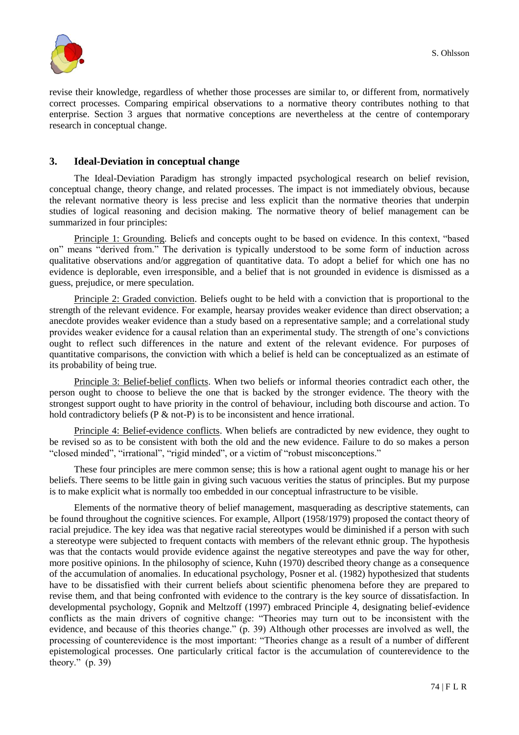revise their knowledge, regardless of whether those processes are similar to, or different from, normatively correct processes. Comparing empirical observations to a normative theory contributes nothing to that enterprise. Section 3 argues that normative conceptions are nevertheless at the centre of contemporary research in conceptual change.

## 3. Ideal-Deviation in conceptual change

The Ideal-Deviation Paradigm has strongly impacted psychological research on belief revision, conceptual change, theory change, and related processes. The impact is not immediately obvious, because the relevant normative theory is less precise and less explicit than the normative theories that underpin studies of logical reasoning and decision making. The normative theory of belief management can be summarized in four principles:

Principle 1: Grounding. Beliefs and concepts ought to be based on evidence. In this context, "based on" means "derived from." The derivation is typically understood to be some form of induction across qualitative observations and/or aggregation of quantitative data. To adopt a belief for which one has no evidence is deplorable, even irresponsible, and a belief that is not grounded in evidence is dismissed as a guess, prejudice, or mere speculation.

Principle 2: Graded conviction. Beliefs ought to be held with a conviction that is proportional to the strength of the relevant evidence. For example, hearsay provides weaker evidence than direct observation; a anecdote provides weaker evidence than a study based on a representative sample; and a correlational study provides weaker evidence for a causal relation than an experimental study. The strength of one's convictions ought to reflect such differences in the nature and extent of the relevant evidence. For purposes of quantitative comparisons, the conviction with which a belief is held can be conceptualized as an estimate of its probability of being true.

Principle 3: Belief-belief conflicts. When two beliefs or informal theories contradict each other, the person ought to choose to believe the one that is backed by the stronger evidence. The theory with the strongest support ought to have priority in the control of behaviour, including both discourse and action. To hold contradictory beliefs (P & not-P) is to be inconsistent and hence irrational.

Principle 4: Belief-evidence conflicts. When beliefs are contradicted by new evidence, they ought to be revised so as to be consistent with both the old and the new evidence. Failure to do so makes a person "closed minded", "irrational", "rigid minded", or a victim of "robust misconceptions."

These four principles are mere common sense; this is how a rational agent ought to manage his or her beliefs. There seems to be little gain in giving such vacuous verities the status of principles. But my purpose is to make explicit what is normally too embedded in our conceptual infrastructure to be visible.

Elements of the normative theory of belief management, masquerading as descriptive statements, can be found throughout the cognitive sciences. For example, Allport (1958/1979) proposed the contact theory of racial prejudice. The key idea was that negative racial stereotypes would be diminished if a person with such a stereotype were subjected to frequent contacts with members of the relevant ethnic group. The hypothesis was that the contacts would provide evidence against the negative stereotypes and pave the way for other, more positive opinions. In the philosophy of science, Kuhn (1970) described theory change as a consequence of the accumulation of anomalies. In educational psychology, Posner et al. (1982) hypothesized that students have to be dissatisfied with their current beliefs about scientific phenomena before they are prepared to revise them, and that being confronted with evidence to the contrary is the key source of dissatisfaction. In developmental psychology, Gopnik and Meltzoff (1997) embraced Principle 4, designating belief-evidence conflicts as the main drivers of cognitive change: "Theories may turn out to be inconsistent with the evidence, and because of this theories change." (p. 39) Although other processes are involved as well, the processing of counterevidence is the most important: "Theories change as a result of a number of different epistemological processes. One particularly critical factor is the accumulation of counterevidence to the theory." (p. 39)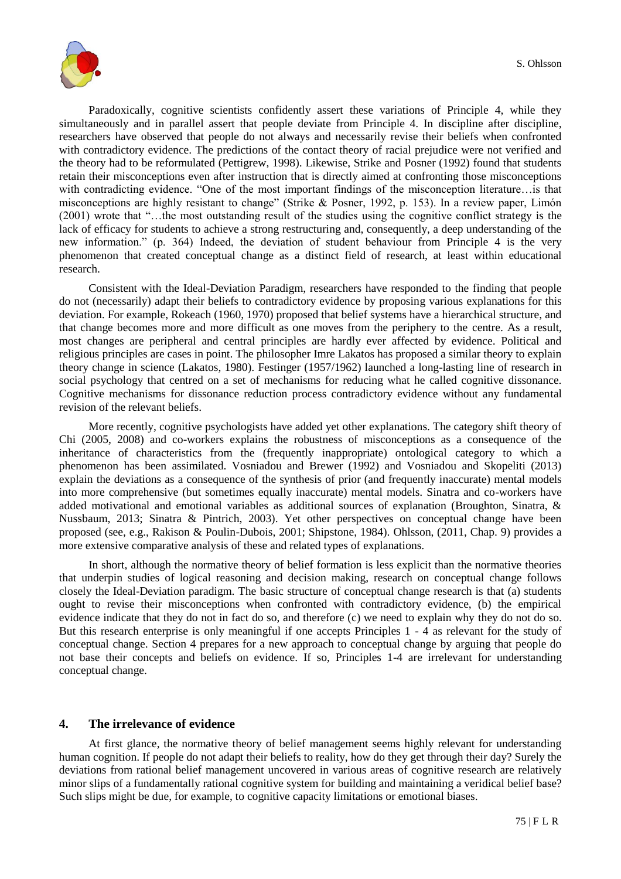Paradoxically, cognitive scientists confidently assert these variations of Principle 4, while they simultaneously and in parallel assert that people deviate from Principle 4. In discipline after discipline, researchers have observed that people do not always and necessarily revise their beliefs when confronted with contradictory evidence. The predictions of the contact theory of racial prejudice were not verified and the theory had to be reformulated (Pettigrew, 1998). Likewise, Strike and Posner (1992) found that students retain their misconceptions even after instruction that is directly aimed at confronting those misconceptions with contradicting evidence. "One of the most important findings of the misconception literature…is that misconceptions are highly resistant to change" (Strike & Posner, 1992, p. 153). In a review paper, Limón (2001) wrote that "…the most outstanding result of the studies using the cognitive conflict strategy is the lack of efficacy for students to achieve a strong restructuring and, consequently, a deep understanding of the new information." (p. 364) Indeed, the deviation of student behaviour from Principle 4 is the very phenomenon that created conceptual change as a distinct field of research, at least within educational research.

Consistent with the Ideal-Deviation Paradigm, researchers have responded to the finding that people do not (necessarily) adapt their beliefs to contradictory evidence by proposing various explanations for this deviation. For example, Rokeach (1960, 1970) proposed that belief systems have a hierarchical structure, and that change becomes more and more difficult as one moves from the periphery to the centre. As a result, most changes are peripheral and central principles are hardly ever affected by evidence. Political and religious principles are cases in point. The philosopher Imre Lakatos has proposed a similar theory to explain theory change in science (Lakatos, 1980). Festinger (1957/1962) launched a long-lasting line of research in social psychology that centred on a set of mechanisms for reducing what he called cognitive dissonance. Cognitive mechanisms for dissonance reduction process contradictory evidence without any fundamental revision of the relevant beliefs.

More recently, cognitive psychologists have added yet other explanations. The category shift theory of Chi (2005, 2008) and co-workers explains the robustness of misconceptions as a consequence of the inheritance of characteristics from the (frequently inappropriate) ontological category to which a phenomenon has been assimilated. Vosniadou and Brewer (1992) and Vosniadou and Skopeliti (2013) explain the deviations as a consequence of the synthesis of prior (and frequently inaccurate) mental models into more comprehensive (but sometimes equally inaccurate) mental models. Sinatra and co-workers have added motivational and emotional variables as additional sources of explanation (Broughton, Sinatra, & Nussbaum, 2013; Sinatra & Pintrich, 2003). Yet other perspectives on conceptual change have been proposed (see, e.g., Rakison & Poulin-Dubois, 2001; Shipstone, 1984). Ohlsson, (2011, Chap. 9) provides a more extensive comparative analysis of these and related types of explanations.

In short, although the normative theory of belief formation is less explicit than the normative theories that underpin studies of logical reasoning and decision making, research on conceptual change follows closely the Ideal-Deviation paradigm. The basic structure of conceptual change research is that (a) students ought to revise their misconceptions when confronted with contradictory evidence, (b) the empirical evidence indicate that they do not in fact do so, and therefore (c) we need to explain why they do not do so. But this research enterprise is only meaningful if one accepts Principles 1 - 4 as relevant for the study of conceptual change. Section 4 prepares for a new approach to conceptual change by arguing that people do not base their concepts and beliefs on evidence. If so, Principles 1-4 are irrelevant for understanding conceptual change.

## 4. The irrelevance of evidence

At first glance, the normative theory of belief management seems highly relevant for understanding human cognition. If people do not adapt their beliefs to reality, how do they get through their day? Surely the deviations from rational belief management uncovered in various areas of cognitive research are relatively minor slips of a fundamentally rational cognitive system for building and maintaining a veridical belief base? Such slips might be due, for example, to cognitive capacity limitations or emotional biases.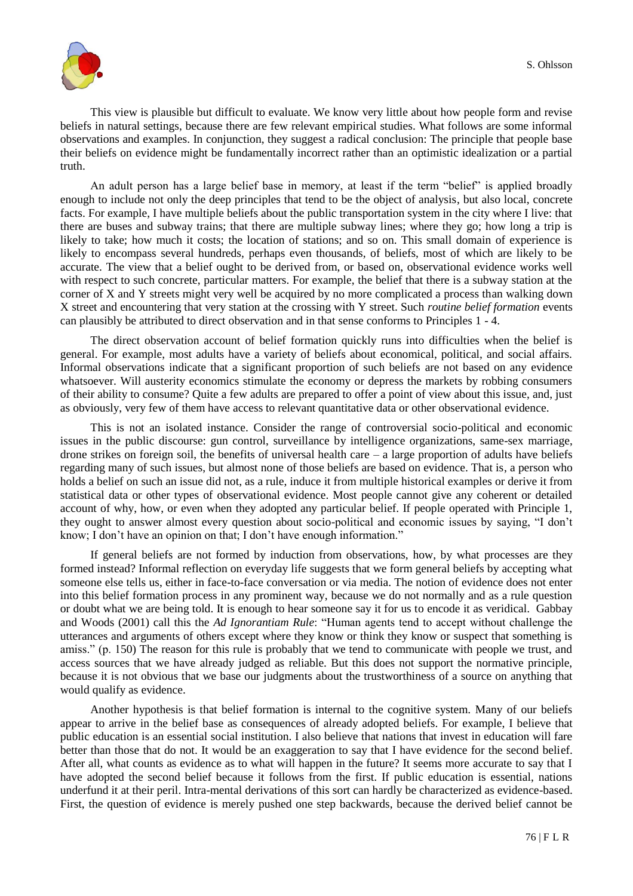This view is plausible but difficult to evaluate. We know very little about how people form and revise beliefs in natural settings, because there are few relevant empirical studies. What follows are some informal observations and examples. In conjunction, they suggest a radical conclusion: The principle that people base their beliefs on evidence might be fundamentally incorrect rather than an optimistic idealization or a partial truth.

An adult person has a large belief base in memory, at least if the term "belief" is applied broadly enough to include not only the deep principles that tend to be the object of analysis, but also local, concrete facts. For example, I have multiple beliefs about the public transportation system in the city where I live: that there are buses and subway trains; that there are multiple subway lines; where they go; how long a trip is likely to take; how much it costs; the location of stations; and so on. This small domain of experience is likely to encompass several hundreds, perhaps even thousands, of beliefs, most of which are likely to be accurate. The view that a belief ought to be derived from, or based on, observational evidence works well with respect to such concrete, particular matters. For example, the belief that there is a subway station at the corner of X and Y streets might very well be acquired by no more complicated a process than walking down X street and encountering that very station at the crossing with Y street. Such *routine belief formation* events can plausibly be attributed to direct observation and in that sense conforms to Principles 1 - 4.

The direct observation account of belief formation quickly runs into difficulties when the belief is general. For example, most adults have a variety of beliefs about economical, political, and social affairs. Informal observations indicate that a significant proportion of such beliefs are not based on any evidence whatsoever. Will austerity economics stimulate the economy or depress the markets by robbing consumers of their ability to consume? Quite a few adults are prepared to offer a point of view about this issue, and, just as obviously, very few of them have access to relevant quantitative data or other observational evidence.

This is not an isolated instance. Consider the range of controversial socio-political and economic issues in the public discourse: gun control, surveillance by intelligence organizations, same-sex marriage, drone strikes on foreign soil, the benefits of universal health care – a large proportion of adults have beliefs regarding many of such issues, but almost none of those beliefs are based on evidence. That is, a person who holds a belief on such an issue did not, as a rule, induce it from multiple historical examples or derive it from statistical data or other types of observational evidence. Most people cannot give any coherent or detailed account of why, how, or even when they adopted any particular belief. If people operated with Principle 1, they ought to answer almost every question about socio-political and economic issues by saying, "I don't know; I don't have an opinion on that; I don't have enough information."

If general beliefs are not formed by induction from observations, how, by what processes are they formed instead? Informal reflection on everyday life suggests that we form general beliefs by accepting what someone else tells us, either in face-to-face conversation or via media. The notion of evidence does not enter into this belief formation process in any prominent way, because we do not normally and as a rule question or doubt what we are being told. It is enough to hear someone say it for us to encode it as veridical. Gabbay and Woods (2001) call this the *Ad Ignorantiam Rule*: "Human agents tend to accept without challenge the utterances and arguments of others except where they know or think they know or suspect that something is amiss." (p. 150) The reason for this rule is probably that we tend to communicate with people we trust, and access sources that we have already judged as reliable. But this does not support the normative principle, because it is not obvious that we base our judgments about the trustworthiness of a source on anything that would qualify as evidence.

Another hypothesis is that belief formation is internal to the cognitive system. Many of our beliefs appear to arrive in the belief base as consequences of already adopted beliefs. For example, I believe that public education is an essential social institution. I also believe that nations that invest in education will fare better than those that do not. It would be an exaggeration to say that I have evidence for the second belief. After all, what counts as evidence as to what will happen in the future? It seems more accurate to say that I have adopted the second belief because it follows from the first. If public education is essential, nations underfund it at their peril. Intra-mental derivations of this sort can hardly be characterized as evidence-based. First, the question of evidence is merely pushed one step backwards, because the derived belief cannot be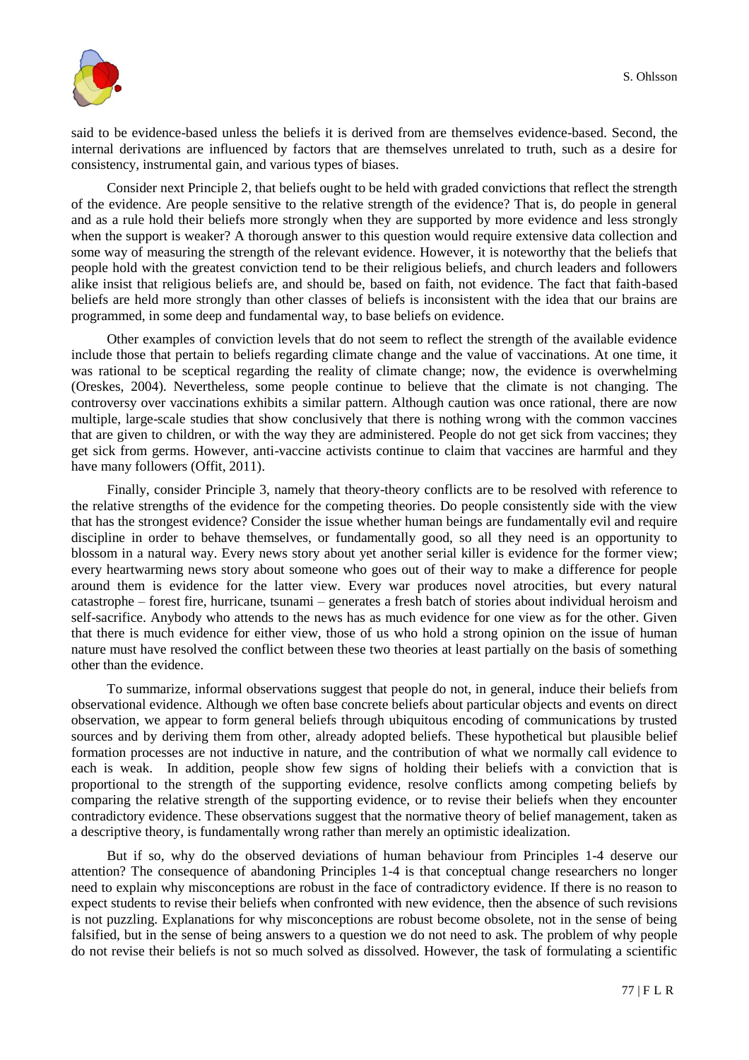said to be evidence-based unless the beliefs it is derived from are themselves evidence-based. Second, the internal derivations are influenced by factors that are themselves unrelated to truth, such as a desire for consistency, instrumental gain, and various types of biases.

Consider next Principle 2, that beliefs ought to be held with graded convictions that reflect the strength of the evidence. Are people sensitive to the relative strength of the evidence? That is, do people in general and as a rule hold their beliefs more strongly when they are supported by more evidence and less strongly when the support is weaker? A thorough answer to this question would require extensive data collection and some way of measuring the strength of the relevant evidence. However, it is noteworthy that the beliefs that people hold with the greatest conviction tend to be their religious beliefs, and church leaders and followers alike insist that religious beliefs are, and should be, based on faith, not evidence. The fact that faith-based beliefs are held more strongly than other classes of beliefs is inconsistent with the idea that our brains are programmed, in some deep and fundamental way, to base beliefs on evidence.

Other examples of conviction levels that do not seem to reflect the strength of the available evidence include those that pertain to beliefs regarding climate change and the value of vaccinations. At one time, it was rational to be sceptical regarding the reality of climate change; now, the evidence is overwhelming (Oreskes, 2004). Nevertheless, some people continue to believe that the climate is not changing. The controversy over vaccinations exhibits a similar pattern. Although caution was once rational, there are now multiple, large-scale studies that show conclusively that there is nothing wrong with the common vaccines that are given to children, or with the way they are administered. People do not get sick from vaccines; they get sick from germs. However, anti-vaccine activists continue to claim that vaccines are harmful and they have many followers (Offit, 2011).

Finally, consider Principle 3, namely that theory-theory conflicts are to be resolved with reference to the relative strengths of the evidence for the competing theories. Do people consistently side with the view that has the strongest evidence? Consider the issue whether human beings are fundamentally evil and require discipline in order to behave themselves, or fundamentally good, so all they need is an opportunity to blossom in a natural way. Every news story about yet another serial killer is evidence for the former view; every heartwarming news story about someone who goes out of their way to make a difference for people around them is evidence for the latter view. Every war produces novel atrocities, but every natural catastrophe – forest fire, hurricane, tsunami – generates a fresh batch of stories about individual heroism and self-sacrifice. Anybody who attends to the news has as much evidence for one view as for the other. Given that there is much evidence for either view, those of us who hold a strong opinion on the issue of human nature must have resolved the conflict between these two theories at least partially on the basis of something other than the evidence.

To summarize, informal observations suggest that people do not, in general, induce their beliefs from observational evidence. Although we often base concrete beliefs about particular objects and events on direct observation, we appear to form general beliefs through ubiquitous encoding of communications by trusted sources and by deriving them from other, already adopted beliefs. These hypothetical but plausible belief formation processes are not inductive in nature, and the contribution of what we normally call evidence to each is weak. In addition, people show few signs of holding their beliefs with a conviction that is proportional to the strength of the supporting evidence, resolve conflicts among competing beliefs by comparing the relative strength of the supporting evidence, or to revise their beliefs when they encounter contradictory evidence. These observations suggest that the normative theory of belief management, taken as a descriptive theory, is fundamentally wrong rather than merely an optimistic idealization.

But if so, why do the observed deviations of human behaviour from Principles 1-4 deserve our attention? The consequence of abandoning Principles 1-4 is that conceptual change researchers no longer need to explain why misconceptions are robust in the face of contradictory evidence. If there is no reason to expect students to revise their beliefs when confronted with new evidence, then the absence of such revisions is not puzzling. Explanations for why misconceptions are robust become obsolete, not in the sense of being falsified, but in the sense of being answers to a question we do not need to ask. The problem of why people do not revise their beliefs is not so much solved as dissolved. However, the task of formulating a scientific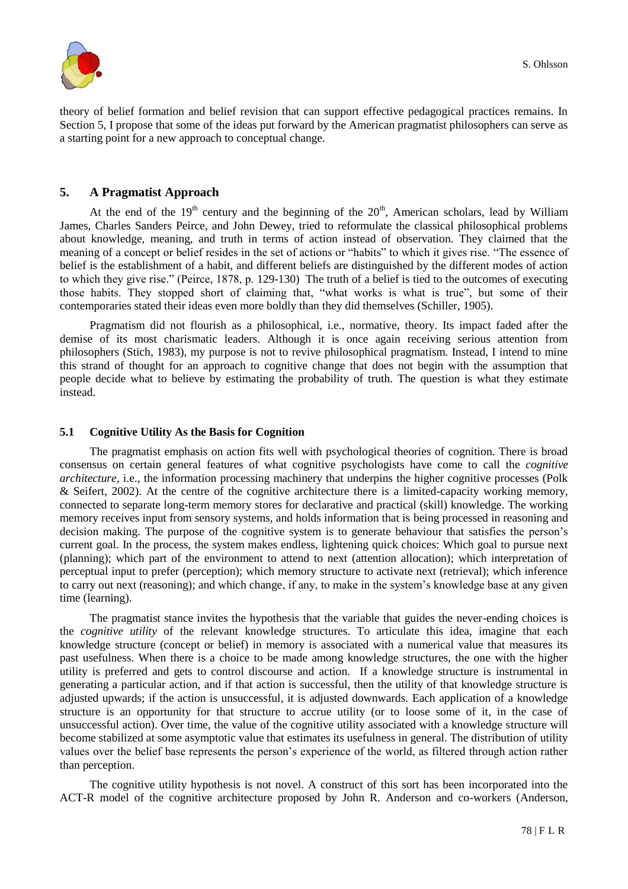theory of belief formation and belief revision that can support effective pedagogical practices remains. In Section 5, I propose that some of the ideas put forward by the American pragmatist philosophers can serve as a starting point for a new approach to conceptual change.

## 5. A Pragmatist Approach

At the end of the 19th century and the beginning of the 20th, American scholars, lead by William James, Charles Sanders Peirce, and John Dewey, tried to reformulate the classical philosophical problems about knowledge, meaning, and truth in terms of action instead of observation. They claimed that the meaning of a concept or belief resides in the set of actions or "habits" to which it gives rise. "The essence of belief is the establishment of a habit, and different beliefs are distinguished by the different modes of action to which they give rise." (Peirce, 1878, p. 129-130) The truth of a belief is tied to the outcomes of executing those habits. They stopped short of claiming that, "what works is what is true", but some of their contemporaries stated their ideas even more boldly than they did themselves (Schiller, 1905).

Pragmatism did not flourish as a philosophical, i.e., normative, theory. Its impact faded after the demise of its most charismatic leaders. Although it is once again receiving serious attention from philosophers (Stich, 1983), my purpose is not to revive philosophical pragmatism. Instead, I intend to mine this strand of thought for an approach to cognitive change that does not begin with the assumption that people decide what to believe by estimating the probability of truth. The question is what they estimate instead.

### 5.1 Cognitive Utility As the Basis for Cognition

The pragmatist emphasis on action fits well with psychological theories of cognition. There is broad consensus on certain general features of what cognitive psychologists have come to call the *cognitive architecture*, i.e., the information processing machinery that underpins the higher cognitive processes (Polk & Seifert, 2002). At the centre of the cognitive architecture there is a limited-capacity working memory, connected to separate long-term memory stores for declarative and practical (skill) knowledge. The working memory receives input from sensory systems, and holds information that is being processed in reasoning and decision making. The purpose of the cognitive system is to generate behaviour that satisfies the person's current goal. In the process, the system makes endless, lightening quick choices: Which goal to pursue next (planning); which part of the environment to attend to next (attention allocation); which interpretation of perceptual input to prefer (perception); which memory structure to activate next (retrieval); which inference to carry out next (reasoning); and which change, if any, to make in the system's knowledge base at any given time (learning).

The pragmatist stance invites the hypothesis that the variable that guides the never-ending choices is the *cognitive utility* of the relevant knowledge structures. To articulate this idea, imagine that each knowledge structure (concept or belief) in memory is associated with a numerical value that measures its past usefulness. When there is a choice to be made among knowledge structures, the one with the higher utility is preferred and gets to control discourse and action. If a knowledge structure is instrumental in generating a particular action, and if that action is successful, then the utility of that knowledge structure is adjusted upwards; if the action is unsuccessful, it is adjusted downwards. Each application of a knowledge structure is an opportunity for that structure to accrue utility (or to loose some of it, in the case of unsuccessful action). Over time, the value of the cognitive utility associated with a knowledge structure will become stabilized at some asymptotic value that estimates its usefulness in general. The distribution of utility values over the belief base represents the person's experience of the world, as filtered through action rather than perception.

The cognitive utility hypothesis is not novel. A construct of this sort has been incorporated into the ACT-R model of the cognitive architecture proposed by John R. Anderson and co-workers (Anderson,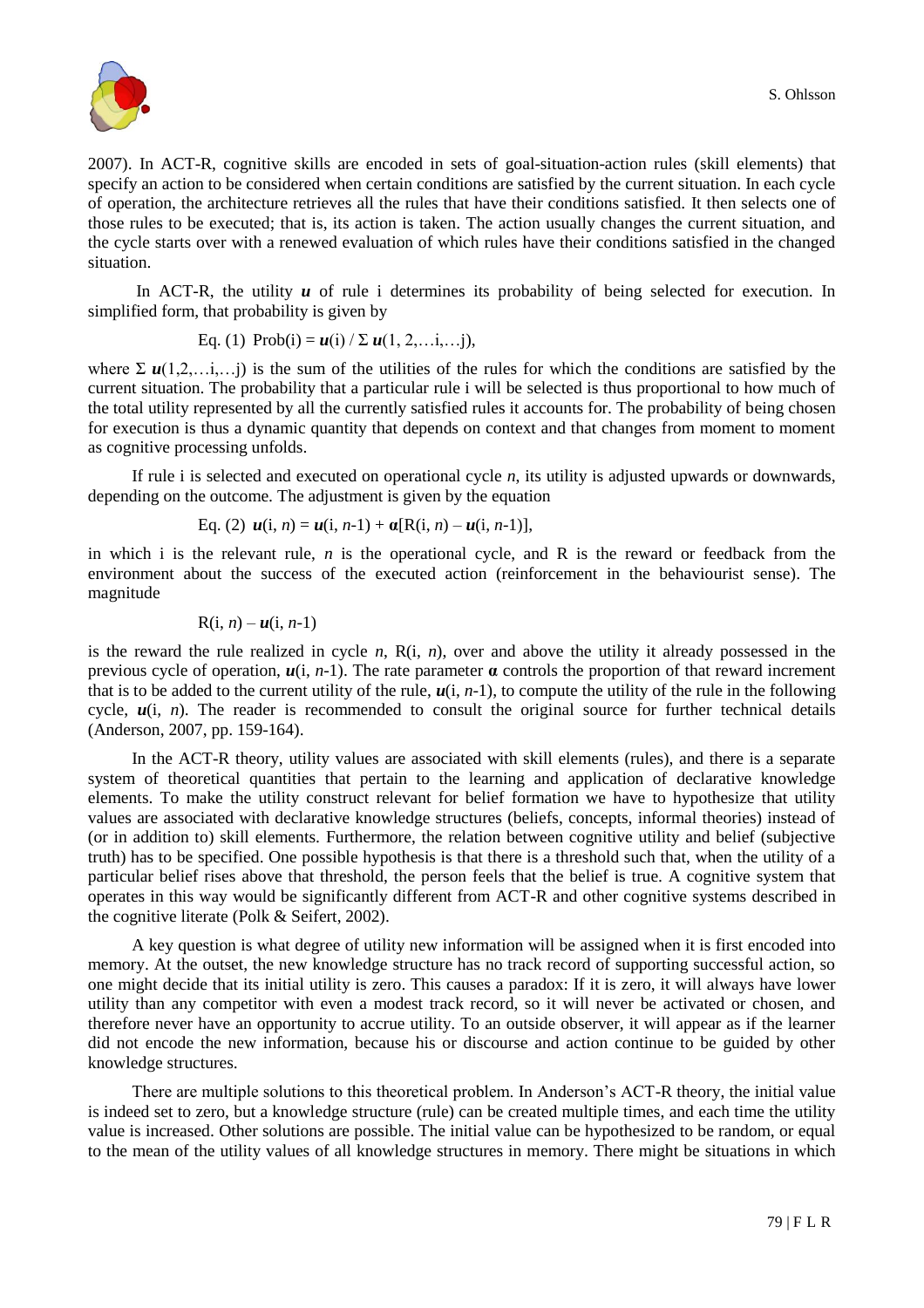2007). In ACT-R, cognitive skills are encoded in sets of goal-situation-action rules (skill elements) that specify an action to be considered when certain conditions are satisfied by the current situation. In each cycle of operation, the architecture retrieves all the rules that have their conditions satisfied. It then selects one of those rules to be executed; that is, its action is taken. The action usually changes the current situation, and the cycle starts over with a renewed evaluation of which rules have their conditions satisfied in the changed situation.

In ACT-R, the utility $\boldsymbol{u}$ of rule i determines its probability of being selected for execution. In simplified form, that probability is given by

$$\text{Eq. (1)}\quad \text{Prob(i)} = \boldsymbol{u}(\text{i}) \,/\, \Sigma\, \boldsymbol{u}(1, 2, \ldots \text{i}, \ldots \text{j}),$$

where $\Sigma\, \boldsymbol{u}(1,2,\ldots\text{i},\ldots\text{j})$ is the sum of the utilities of the rules for which the conditions are satisfied by the current situation. The probability that a particular rule i will be selected is thus proportional to how much of the total utility represented by all the currently satisfied rules it accounts for. The probability of being chosen for execution is thus a dynamic quantity that depends on context and that changes from moment to moment as cognitive processing unfolds.

If rule i is selected and executed on operational cycle $n$, its utility is adjusted upwards or downwards, depending on the outcome. The adjustment is given by the equation

$$\text{Eq. (2)}\quad \boldsymbol{u}(\text{i}, n) = \boldsymbol{u}(\text{i}, n\text{-}1) + \boldsymbol{\alpha}[\text{R}(\text{i}, n) - \boldsymbol{u}(\text{i}, n\text{-}1)],$$

in which i is the relevant rule, $n$ is the operational cycle, and R is the reward or feedback from the environment about the success of the executed action (reinforcement in the behaviourist sense). The magnitude

$$\text{R}(\text{i}, n) - \boldsymbol{u}(\text{i}, n\text{-}1)$$

is the reward the rule realized in cycle $n$, $\text{R}(\text{i}, n)$, over and above the utility it already possessed in the previous cycle of operation, $\boldsymbol{u}(\text{i}, n\text{-}1)$. The rate parameter $\boldsymbol{\alpha}$ controls the proportion of that reward increment that is to be added to the current utility of the rule, $\boldsymbol{u}(\text{i}, n\text{-}1)$, to compute the utility of the rule in the following cycle, $\boldsymbol{u}(\text{i}, n)$. The reader is recommended to consult the original source for further technical details (Anderson, 2007, pp. 159-164).

In the ACT-R theory, utility values are associated with skill elements (rules), and there is a separate system of theoretical quantities that pertain to the learning and application of declarative knowledge elements. To make the utility construct relevant for belief formation we have to hypothesize that utility values are associated with declarative knowledge structures (beliefs, concepts, informal theories) instead of (or in addition to) skill elements. Furthermore, the relation between cognitive utility and belief (subjective truth) has to be specified. One possible hypothesis is that there is a threshold such that, when the utility of a particular belief rises above that threshold, the person feels that the belief is true. A cognitive system that operates in this way would be significantly different from ACT-R and other cognitive systems described in the cognitive literate (Polk & Seifert, 2002).

A key question is what degree of utility new information will be assigned when it is first encoded into memory. At the outset, the new knowledge structure has no track record of supporting successful action, so one might decide that its initial utility is zero. This causes a paradox: If it is zero, it will always have lower utility than any competitor with even a modest track record, so it will never be activated or chosen, and therefore never have an opportunity to accrue utility. To an outside observer, it will appear as if the learner did not encode the new information, because his or discourse and action continue to be guided by other knowledge structures.

There are multiple solutions to this theoretical problem. In Anderson's ACT-R theory, the initial value is indeed set to zero, but a knowledge structure (rule) can be created multiple times, and each time the utility value is increased. Other solutions are possible. The initial value can be hypothesized to be random, or equal to the mean of the utility values of all knowledge structures in memory. There might be situations in which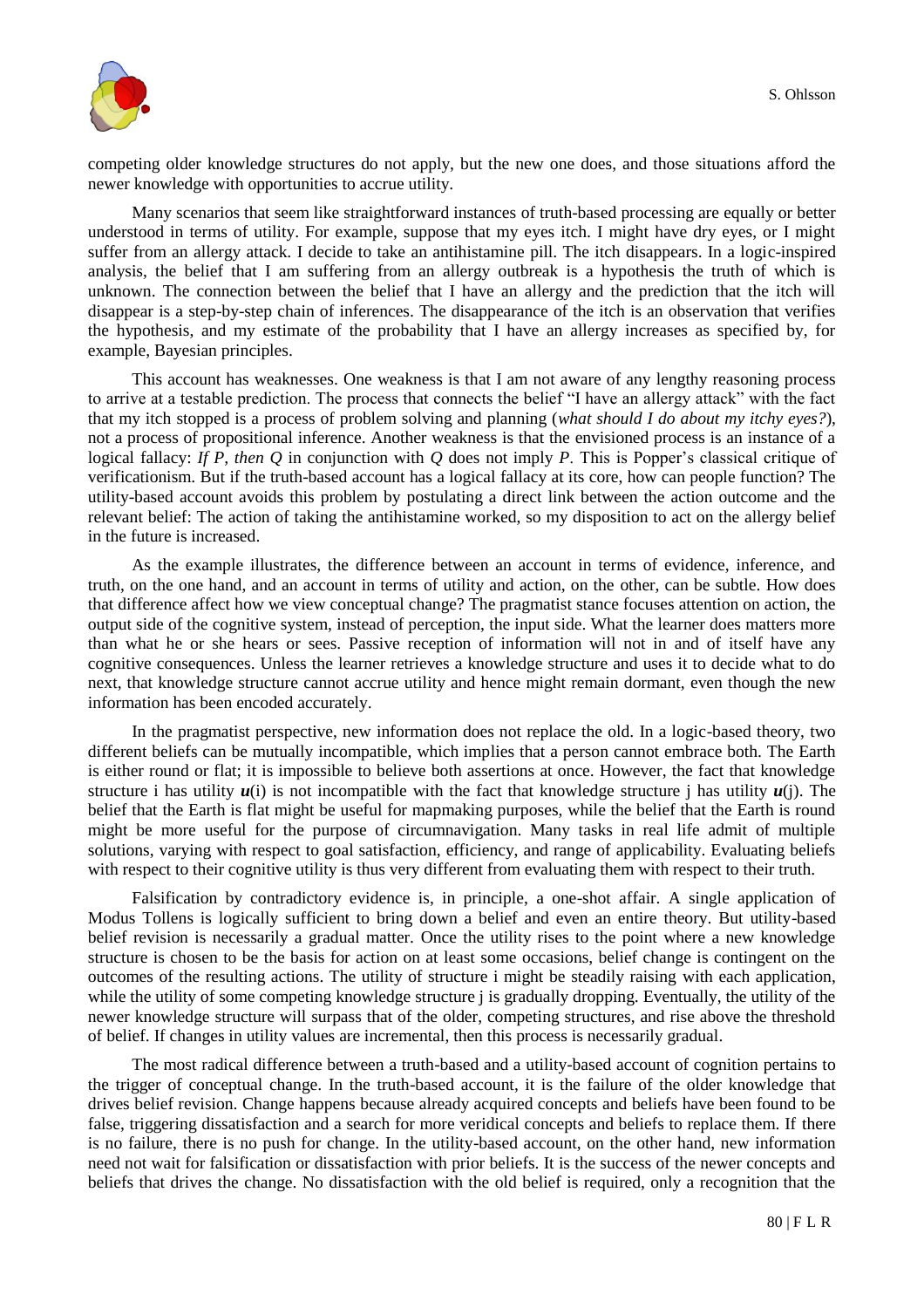competing older knowledge structures do not apply, but the new one does, and those situations afford the newer knowledge with opportunities to accrue utility.

Many scenarios that seem like straightforward instances of truth-based processing are equally or better understood in terms of utility. For example, suppose that my eyes itch. I might have dry eyes, or I might suffer from an allergy attack. I decide to take an antihistamine pill. The itch disappears. In a logic-inspired analysis, the belief that I am suffering from an allergy outbreak is a hypothesis the truth of which is unknown. The connection between the belief that I have an allergy and the prediction that the itch will disappear is a step-by-step chain of inferences. The disappearance of the itch is an observation that verifies the hypothesis, and my estimate of the probability that I have an allergy increases as specified by, for example, Bayesian principles.

This account has weaknesses. One weakness is that I am not aware of any lengthy reasoning process to arrive at a testable prediction. The process that connects the belief "I have an allergy attack" with the fact that my itch stopped is a process of problem solving and planning (*what should I do about my itchy eyes?*), not a process of propositional inference. Another weakness is that the envisioned process is an instance of a logical fallacy: *If P, then Q* in conjunction with *Q* does not imply *P*. This is Popper's classical critique of verificationism. But if the truth-based account has a logical fallacy at its core, how can people function? The utility-based account avoids this problem by postulating a direct link between the action outcome and the relevant belief: The action of taking the antihistamine worked, so my disposition to act on the allergy belief in the future is increased.

As the example illustrates, the difference between an account in terms of evidence, inference, and truth, on the one hand, and an account in terms of utility and action, on the other, can be subtle. How does that difference affect how we view conceptual change? The pragmatist stance focuses attention on action, the output side of the cognitive system, instead of perception, the input side. What the learner does matters more than what he or she hears or sees. Passive reception of information will not in and of itself have any cognitive consequences. Unless the learner retrieves a knowledge structure and uses it to decide what to do next, that knowledge structure cannot accrue utility and hence might remain dormant, even though the new information has been encoded accurately.

In the pragmatist perspective, new information does not replace the old. In a logic-based theory, two different beliefs can be mutually incompatible, which implies that a person cannot embrace both. The Earth is either round or flat; it is impossible to believe both assertions at once. However, the fact that knowledge structure i has utility $\boldsymbol{u}$(i) is not incompatible with the fact that knowledge structure j has utility $\boldsymbol{u}$(j). The belief that the Earth is flat might be useful for mapmaking purposes, while the belief that the Earth is round might be more useful for the purpose of circumnavigation. Many tasks in real life admit of multiple solutions, varying with respect to goal satisfaction, efficiency, and range of applicability. Evaluating beliefs with respect to their cognitive utility is thus very different from evaluating them with respect to their truth.

Falsification by contradictory evidence is, in principle, a one-shot affair. A single application of Modus Tollens is logically sufficient to bring down a belief and even an entire theory. But utility-based belief revision is necessarily a gradual matter. Once the utility rises to the point where a new knowledge structure is chosen to be the basis for action on at least some occasions, belief change is contingent on the outcomes of the resulting actions. The utility of structure i might be steadily raising with each application, while the utility of some competing knowledge structure j is gradually dropping. Eventually, the utility of the newer knowledge structure will surpass that of the older, competing structures, and rise above the threshold of belief. If changes in utility values are incremental, then this process is necessarily gradual.

The most radical difference between a truth-based and a utility-based account of cognition pertains to the trigger of conceptual change. In the truth-based account, it is the failure of the older knowledge that drives belief revision. Change happens because already acquired concepts and beliefs have been found to be false, triggering dissatisfaction and a search for more veridical concepts and beliefs to replace them. If there is no failure, there is no push for change. In the utility-based account, on the other hand, new information need not wait for falsification or dissatisfaction with prior beliefs. It is the success of the newer concepts and beliefs that drives the change. No dissatisfaction with the old belief is required, only a recognition that the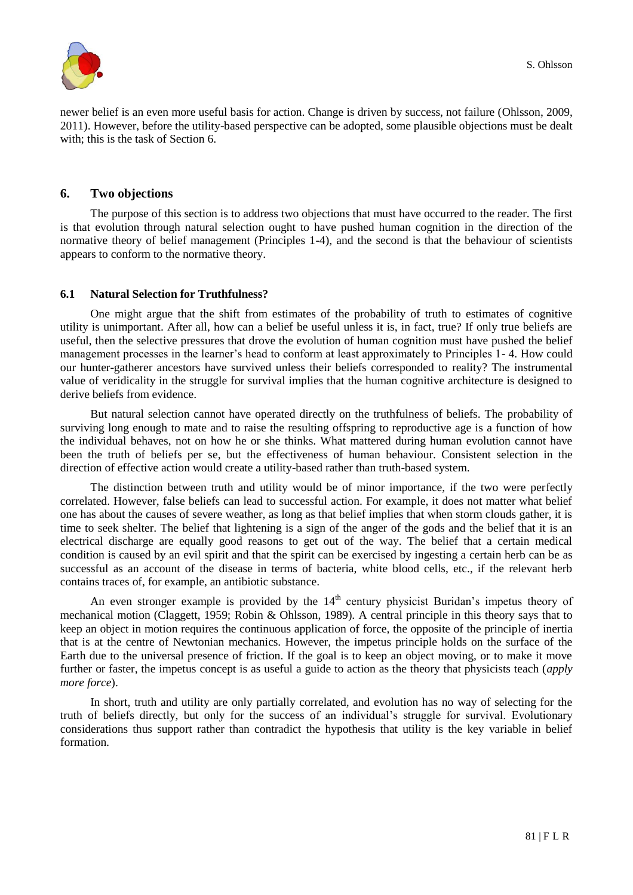newer belief is an even more useful basis for action. Change is driven by success, not failure (Ohlsson, 2009, 2011). However, before the utility-based perspective can be adopted, some plausible objections must be dealt with; this is the task of Section 6.

## 6. Two objections

The purpose of this section is to address two objections that must have occurred to the reader. The first is that evolution through natural selection ought to have pushed human cognition in the direction of the normative theory of belief management (Principles 1-4), and the second is that the behaviour of scientists appears to conform to the normative theory.

### 6.1 Natural Selection for Truthfulness?

One might argue that the shift from estimates of the probability of truth to estimates of cognitive utility is unimportant. After all, how can a belief be useful unless it is, in fact, true? If only true beliefs are useful, then the selective pressures that drove the evolution of human cognition must have pushed the belief management processes in the learner's head to conform at least approximately to Principles 1- 4. How could our hunter-gatherer ancestors have survived unless their beliefs corresponded to reality? The instrumental value of veridicality in the struggle for survival implies that the human cognitive architecture is designed to derive beliefs from evidence.

But natural selection cannot have operated directly on the truthfulness of beliefs. The probability of surviving long enough to mate and to raise the resulting offspring to reproductive age is a function of how the individual behaves, not on how he or she thinks. What mattered during human evolution cannot have been the truth of beliefs per se, but the effectiveness of human behaviour. Consistent selection in the direction of effective action would create a utility-based rather than truth-based system.

The distinction between truth and utility would be of minor importance, if the two were perfectly correlated. However, false beliefs can lead to successful action. For example, it does not matter what belief one has about the causes of severe weather, as long as that belief implies that when storm clouds gather, it is time to seek shelter. The belief that lightening is a sign of the anger of the gods and the belief that it is an electrical discharge are equally good reasons to get out of the way. The belief that a certain medical condition is caused by an evil spirit and that the spirit can be exercised by ingesting a certain herb can be as successful as an account of the disease in terms of bacteria, white blood cells, etc., if the relevant herb contains traces of, for example, an antibiotic substance.

An even stronger example is provided by the 14th century physicist Buridan's impetus theory of mechanical motion (Claggett, 1959; Robin & Ohlsson, 1989). A central principle in this theory says that to keep an object in motion requires the continuous application of force, the opposite of the principle of inertia that is at the centre of Newtonian mechanics. However, the impetus principle holds on the surface of the Earth due to the universal presence of friction. If the goal is to keep an object moving, or to make it move further or faster, the impetus concept is as useful a guide to action as the theory that physicists teach (*apply more force*).

In short, truth and utility are only partially correlated, and evolution has no way of selecting for the truth of beliefs directly, but only for the success of an individual's struggle for survival. Evolutionary considerations thus support rather than contradict the hypothesis that utility is the key variable in belief formation.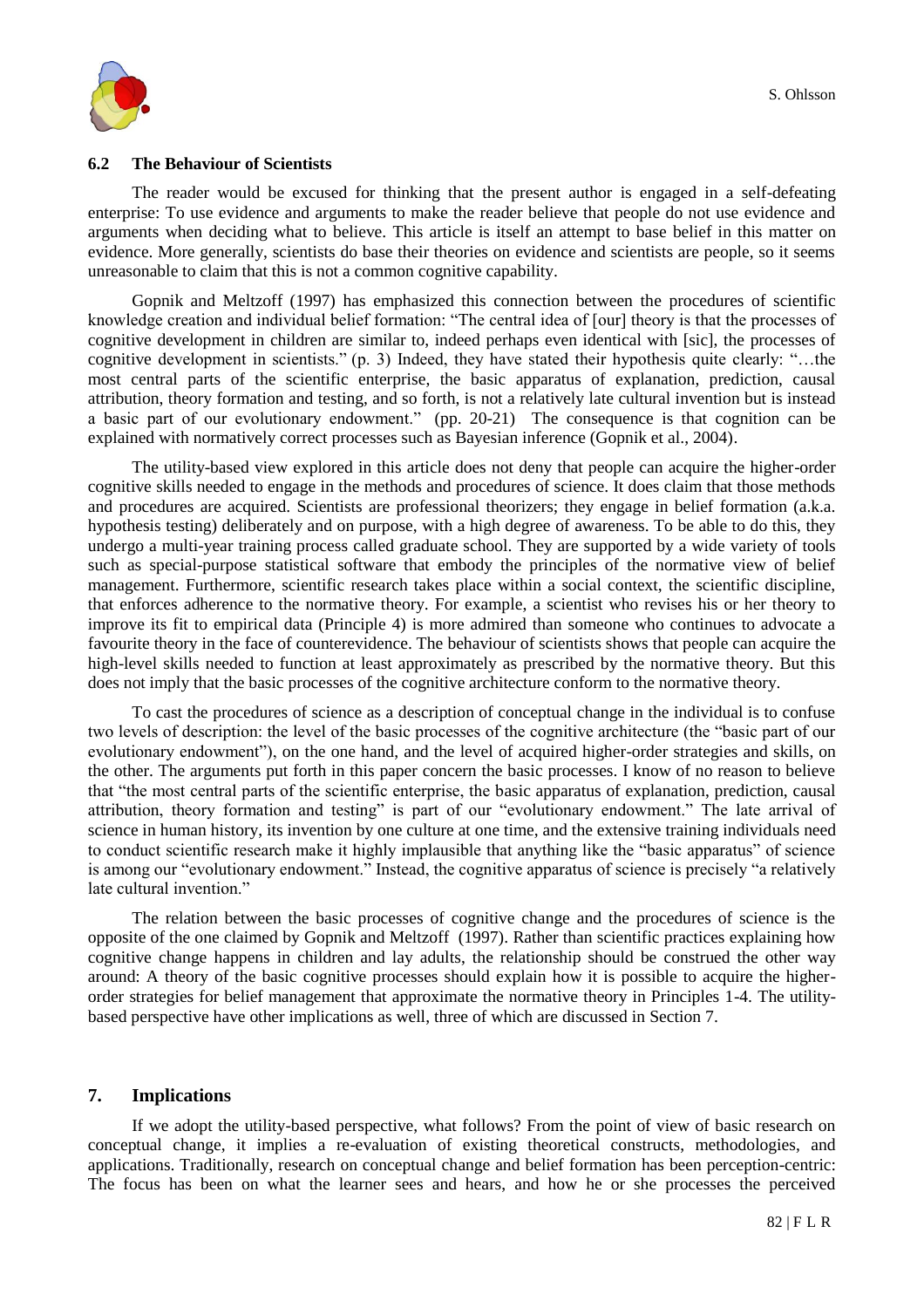### 6.2 The Behaviour of Scientists

The reader would be excused for thinking that the present author is engaged in a self-defeating enterprise: To use evidence and arguments to make the reader believe that people do not use evidence and arguments when deciding what to believe. This article is itself an attempt to base belief in this matter on evidence. More generally, scientists do base their theories on evidence and scientists are people, so it seems unreasonable to claim that this is not a common cognitive capability.

Gopnik and Meltzoff (1997) has emphasized this connection between the procedures of scientific knowledge creation and individual belief formation: "The central idea of [our] theory is that the processes of cognitive development in children are similar to, indeed perhaps even identical with [sic], the processes of cognitive development in scientists." (p. 3) Indeed, they have stated their hypothesis quite clearly: "…the most central parts of the scientific enterprise, the basic apparatus of explanation, prediction, causal attribution, theory formation and testing, and so forth, is not a relatively late cultural invention but is instead a basic part of our evolutionary endowment." (pp. 20-21) The consequence is that cognition can be explained with normatively correct processes such as Bayesian inference (Gopnik et al., 2004).

The utility-based view explored in this article does not deny that people can acquire the higher-order cognitive skills needed to engage in the methods and procedures of science. It does claim that those methods and procedures are acquired. Scientists are professional theorizers; they engage in belief formation (a.k.a. hypothesis testing) deliberately and on purpose, with a high degree of awareness. To be able to do this, they undergo a multi-year training process called graduate school. They are supported by a wide variety of tools such as special-purpose statistical software that embody the principles of the normative view of belief management. Furthermore, scientific research takes place within a social context, the scientific discipline, that enforces adherence to the normative theory. For example, a scientist who revises his or her theory to improve its fit to empirical data (Principle 4) is more admired than someone who continues to advocate a favourite theory in the face of counterevidence. The behaviour of scientists shows that people can acquire the high-level skills needed to function at least approximately as prescribed by the normative theory. But this does not imply that the basic processes of the cognitive architecture conform to the normative theory.

To cast the procedures of science as a description of conceptual change in the individual is to confuse two levels of description: the level of the basic processes of the cognitive architecture (the "basic part of our evolutionary endowment"), on the one hand, and the level of acquired higher-order strategies and skills, on the other. The arguments put forth in this paper concern the basic processes. I know of no reason to believe that "the most central parts of the scientific enterprise, the basic apparatus of explanation, prediction, causal attribution, theory formation and testing" is part of our "evolutionary endowment." The late arrival of science in human history, its invention by one culture at one time, and the extensive training individuals need to conduct scientific research make it highly implausible that anything like the "basic apparatus" of science is among our "evolutionary endowment." Instead, the cognitive apparatus of science is precisely "a relatively late cultural invention."

The relation between the basic processes of cognitive change and the procedures of science is the opposite of the one claimed by Gopnik and Meltzoff (1997). Rather than scientific practices explaining how cognitive change happens in children and lay adults, the relationship should be construed the other way around: A theory of the basic cognitive processes should explain how it is possible to acquire the higher-order strategies for belief management that approximate the normative theory in Principles 1-4. The utility-based perspective have other implications as well, three of which are discussed in Section 7.

## 7. Implications

If we adopt the utility-based perspective, what follows? From the point of view of basic research on conceptual change, it implies a re-evaluation of existing theoretical constructs, methodologies, and applications. Traditionally, research on conceptual change and belief formation has been perception-centric: The focus has been on what the learner sees and hears, and how he or she processes the perceived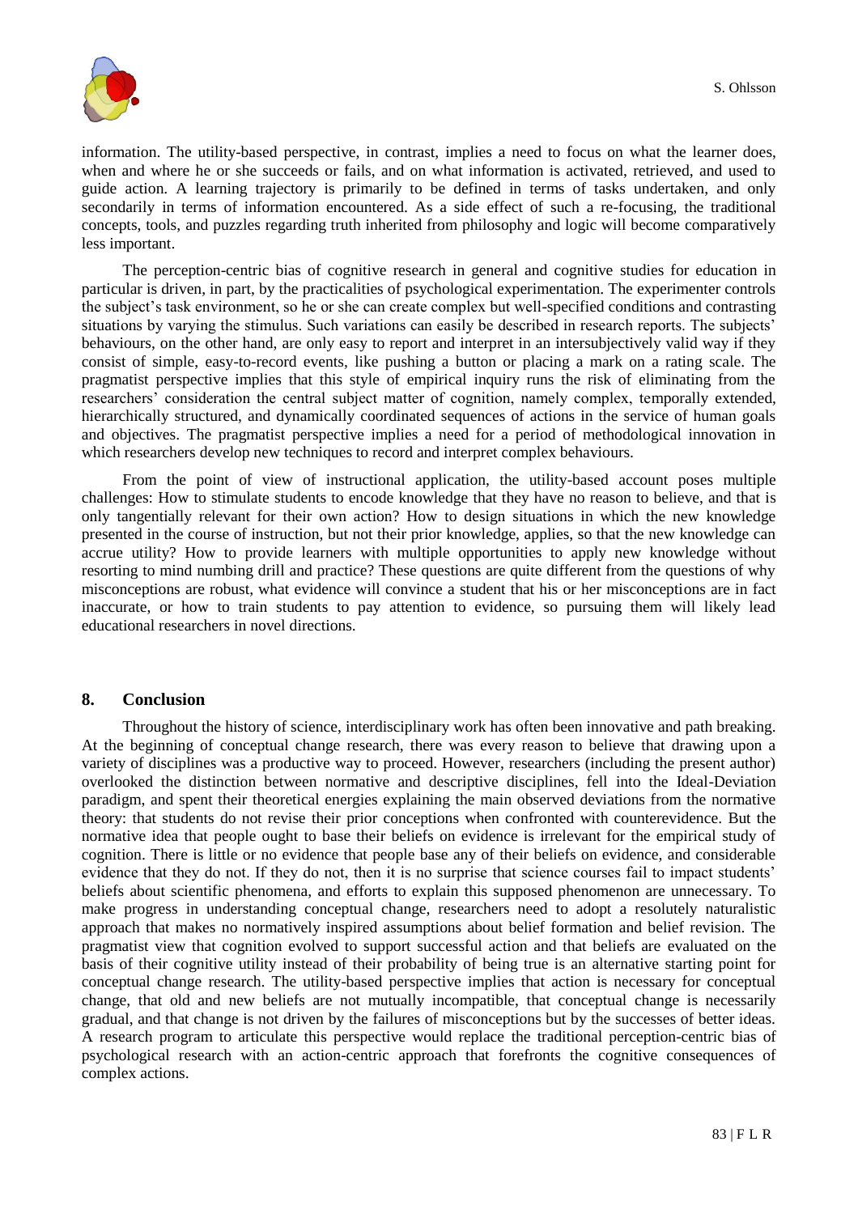information. The utility-based perspective, in contrast, implies a need to focus on what the learner does, when and where he or she succeeds or fails, and on what information is activated, retrieved, and used to guide action. A learning trajectory is primarily to be defined in terms of tasks undertaken, and only secondarily in terms of information encountered. As a side effect of such a re-focusing, the traditional concepts, tools, and puzzles regarding truth inherited from philosophy and logic will become comparatively less important.

The perception-centric bias of cognitive research in general and cognitive studies for education in particular is driven, in part, by the practicalities of psychological experimentation. The experimenter controls the subject's task environment, so he or she can create complex but well-specified conditions and contrasting situations by varying the stimulus. Such variations can easily be described in research reports. The subjects' behaviours, on the other hand, are only easy to report and interpret in an intersubjectively valid way if they consist of simple, easy-to-record events, like pushing a button or placing a mark on a rating scale. The pragmatist perspective implies that this style of empirical inquiry runs the risk of eliminating from the researchers' consideration the central subject matter of cognition, namely complex, temporally extended, hierarchically structured, and dynamically coordinated sequences of actions in the service of human goals and objectives. The pragmatist perspective implies a need for a period of methodological innovation in which researchers develop new techniques to record and interpret complex behaviours.

From the point of view of instructional application, the utility-based account poses multiple challenges: How to stimulate students to encode knowledge that they have no reason to believe, and that is only tangentially relevant for their own action? How to design situations in which the new knowledge presented in the course of instruction, but not their prior knowledge, applies, so that the new knowledge can accrue utility? How to provide learners with multiple opportunities to apply new knowledge without resorting to mind numbing drill and practice? These questions are quite different from the questions of why misconceptions are robust, what evidence will convince a student that his or her misconceptions are in fact inaccurate, or how to train students to pay attention to evidence, so pursuing them will likely lead educational researchers in novel directions.

## 8. Conclusion

Throughout the history of science, interdisciplinary work has often been innovative and path breaking. At the beginning of conceptual change research, there was every reason to believe that drawing upon a variety of disciplines was a productive way to proceed. However, researchers (including the present author) overlooked the distinction between normative and descriptive disciplines, fell into the Ideal-Deviation paradigm, and spent their theoretical energies explaining the main observed deviations from the normative theory: that students do not revise their prior conceptions when confronted with counterevidence. But the normative idea that people ought to base their beliefs on evidence is irrelevant for the empirical study of cognition. There is little or no evidence that people base any of their beliefs on evidence, and considerable evidence that they do not. If they do not, then it is no surprise that science courses fail to impact students' beliefs about scientific phenomena, and efforts to explain this supposed phenomenon are unnecessary. To make progress in understanding conceptual change, researchers need to adopt a resolutely naturalistic approach that makes no normatively inspired assumptions about belief formation and belief revision. The pragmatist view that cognition evolved to support successful action and that beliefs are evaluated on the basis of their cognitive utility instead of their probability of being true is an alternative starting point for conceptual change research. The utility-based perspective implies that action is necessary for conceptual change, that old and new beliefs are not mutually incompatible, that conceptual change is necessarily gradual, and that change is not driven by the failures of misconceptions but by the successes of better ideas. A research program to articulate this perspective would replace the traditional perception-centric bias of psychological research with an action-centric approach that forefronts the cognitive consequences of complex actions.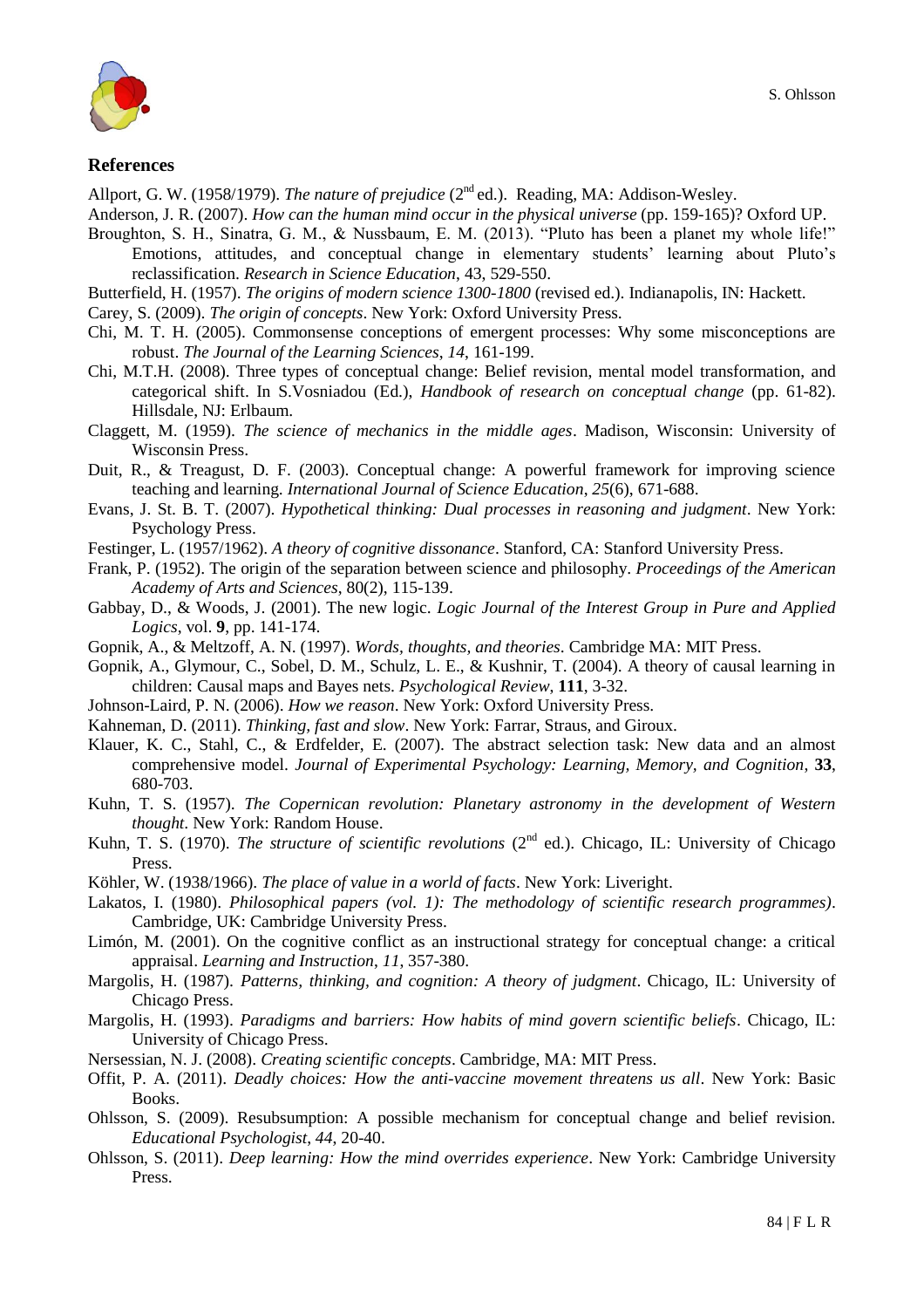## References

Allport, G. W. (1958/1979). *The nature of prejudice* (2nd ed.). Reading, MA: Addison-Wesley.

Anderson, J. R. (2007). *How can the human mind occur in the physical universe* (pp. 159-165)? Oxford UP.

Broughton, S. H., Sinatra, G. M., & Nussbaum, E. M. (2013). "Pluto has been a planet my whole life!" Emotions, attitudes, and conceptual change in elementary students' learning about Pluto's reclassification. *Research in Science Education*, 43, 529-550.

Butterfield, H. (1957). *The origins of modern science 1300-1800* (revised ed.). Indianapolis, IN: Hackett.

Carey, S. (2009). *The origin of concepts*. New York: Oxford University Press.

Chi, M. T. H. (2005). Commonsense conceptions of emergent processes: Why some misconceptions are robust. *The Journal of the Learning Sciences*, *14*, 161-199.

Chi, M.T.H. (2008). Three types of conceptual change: Belief revision, mental model transformation, and categorical shift. In S.Vosniadou (Ed.), *Handbook of research on conceptual change* (pp. 61-82). Hillsdale, NJ: Erlbaum.

Claggett, M. (1959). *The science of mechanics in the middle ages*. Madison, Wisconsin: University of Wisconsin Press.

Duit, R., & Treagust, D. F. (2003). Conceptual change: A powerful framework for improving science teaching and learning. *International Journal of Science Education*, *25*(6), 671-688.

Evans, J. St. B. T. (2007). *Hypothetical thinking: Dual processes in reasoning and judgment*. New York: Psychology Press.

Festinger, L. (1957/1962). *A theory of cognitive dissonance*. Stanford, CA: Stanford University Press.

Frank, P. (1952). The origin of the separation between science and philosophy. *Proceedings of the American Academy of Arts and Sciences*, 80(2), 115-139.

Gabbay, D., & Woods, J. (2001). The new logic. *Logic Journal of the Interest Group in Pure and Applied Logics*, vol. **9**, pp. 141-174.

Gopnik, A., & Meltzoff, A. N. (1997). *Words, thoughts, and theories*. Cambridge MA: MIT Press.

Gopnik, A., Glymour, C., Sobel, D. M., Schulz, L. E., & Kushnir, T. (2004). A theory of causal learning in children: Causal maps and Bayes nets. *Psychological Review*, **111**, 3-32.

Johnson-Laird, P. N. (2006). *How we reason*. New York: Oxford University Press.

Kahneman, D. (2011). *Thinking, fast and slow*. New York: Farrar, Straus, and Giroux.

Klauer, K. C., Stahl, C., & Erdfelder, E. (2007). The abstract selection task: New data and an almost comprehensive model. *Journal of Experimental Psychology: Learning, Memory, and Cognition*, **33**, 680-703.

Kuhn, T. S. (1957). *The Copernican revolution: Planetary astronomy in the development of Western thought*. New York: Random House.

Kuhn, T. S. (1970). *The structure of scientific revolutions* (2nd ed.). Chicago, IL: University of Chicago Press.

Köhler, W. (1938/1966). *The place of value in a world of facts*. New York: Liveright.

Lakatos, I. (1980). *Philosophical papers (vol. 1): The methodology of scientific research programmes)*. Cambridge, UK: Cambridge University Press.

Limón, M. (2001). On the cognitive conflict as an instructional strategy for conceptual change: a critical appraisal. *Learning and Instruction*, *11*, 357-380.

Margolis, H. (1987). *Patterns, thinking, and cognition: A theory of judgment*. Chicago, IL: University of Chicago Press.

Margolis, H. (1993). *Paradigms and barriers: How habits of mind govern scientific beliefs*. Chicago, IL: University of Chicago Press.

Nersessian, N. J. (2008). *Creating scientific concepts*. Cambridge, MA: MIT Press.

Offit, P. A. (2011). *Deadly choices: How the anti-vaccine movement threatens us all*. New York: Basic Books.

Ohlsson, S. (2009). Resubsumption: A possible mechanism for conceptual change and belief revision. *Educational Psychologist*, *44*, 20-40.

Ohlsson, S. (2011). *Deep learning: How the mind overrides experience*. New York: Cambridge University Press.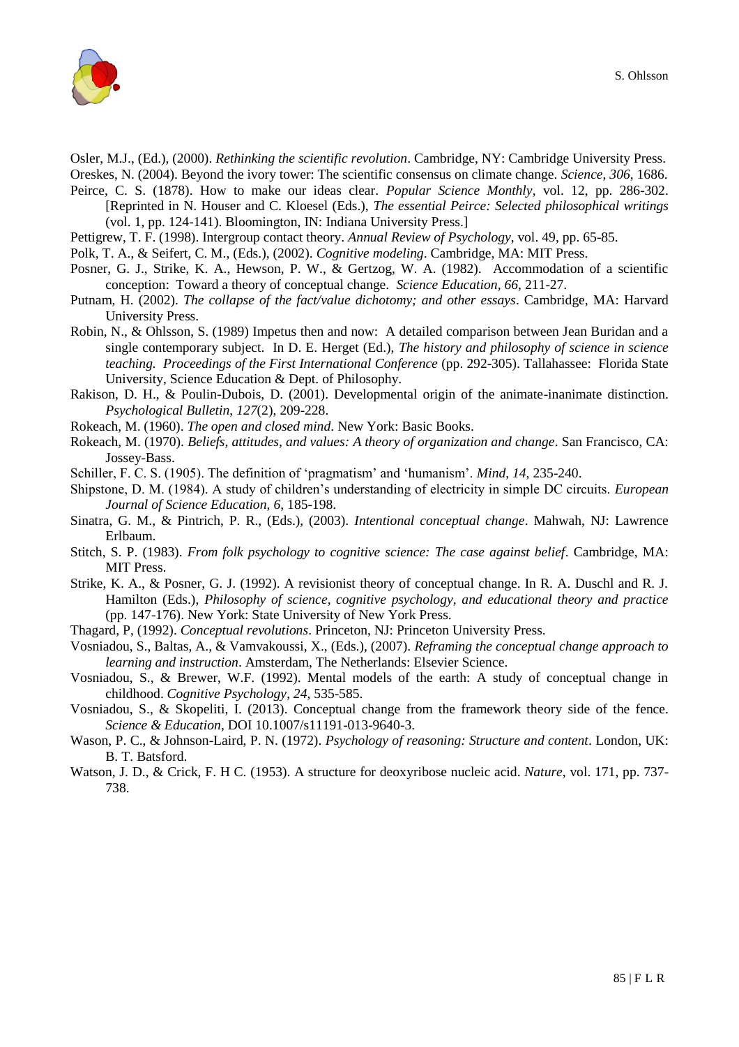Osler, M.J., (Ed.), (2000). *Rethinking the scientific revolution*. Cambridge, NY: Cambridge University Press.

Oreskes, N. (2004). Beyond the ivory tower: The scientific consensus on climate change. *Science*, *306*, 1686.

Peirce, C. S. (1878). How to make our ideas clear. *Popular Science Monthly*, vol. 12, pp. 286-302. [Reprinted in N. Houser and C. Kloesel (Eds.), *The essential Peirce: Selected philosophical writings* (vol. 1, pp. 124-141). Bloomington, IN: Indiana University Press.]

Pettigrew, T. F. (1998). Intergroup contact theory. *Annual Review of Psychology*, vol. 49, pp. 65-85.

Polk, T. A., & Seifert, C. M., (Eds.), (2002). *Cognitive modeling*. Cambridge, MA: MIT Press.

Posner, G. J., Strike, K. A., Hewson, P. W., & Gertzog, W. A. (1982). Accommodation of a scientific conception: Toward a theory of conceptual change. *Science Education*, *66*, 211-27.

Putnam, H. (2002). *The collapse of the fact/value dichotomy; and other essays*. Cambridge, MA: Harvard University Press.

Robin, N., & Ohlsson, S. (1989) Impetus then and now: A detailed comparison between Jean Buridan and a single contemporary subject. In D. E. Herget (Ed.), *The history and philosophy of science in science teaching. Proceedings of the First International Conference* (pp. 292-305). Tallahassee: Florida State University, Science Education & Dept. of Philosophy.

Rakison, D. H., & Poulin-Dubois, D. (2001). Developmental origin of the animate-inanimate distinction. *Psychological Bulletin*, *127*(2), 209-228.

Rokeach, M. (1960). *The open and closed mind*. New York: Basic Books.

Rokeach, M. (1970). *Beliefs, attitudes, and values: A theory of organization and change*. San Francisco, CA: Jossey-Bass.

Schiller, F. C. S. (1905). The definition of 'pragmatism' and 'humanism'. *Mind*, *14*, 235-240.

Shipstone, D. M. (1984). A study of children's understanding of electricity in simple DC circuits. *European Journal of Science Education*, *6*, 185-198.

Sinatra, G. M., & Pintrich, P. R., (Eds.), (2003). *Intentional conceptual change*. Mahwah, NJ: Lawrence Erlbaum.

Stitch, S. P. (1983). *From folk psychology to cognitive science: The case against belief*. Cambridge, MA: MIT Press.

Strike, K. A., & Posner, G. J. (1992). A revisionist theory of conceptual change. In R. A. Duschl and R. J. Hamilton (Eds.), *Philosophy of science, cognitive psychology, and educational theory and practice* (pp. 147-176). New York: State University of New York Press.

Thagard, P, (1992). *Conceptual revolutions*. Princeton, NJ: Princeton University Press.

Vosniadou, S., Baltas, A., & Vamvakoussi, X., (Eds.), (2007). *Reframing the conceptual change approach to learning and instruction*. Amsterdam, The Netherlands: Elsevier Science.

Vosniadou, S., & Brewer, W.F. (1992). Mental models of the earth: A study of conceptual change in childhood. *Cognitive Psychology*, *24*, 535-585.

Vosniadou, S., & Skopeliti, I. (2013). Conceptual change from the framework theory side of the fence. *Science & Education*, DOI 10.1007/s11191-013-9640-3.

Wason, P. C., & Johnson-Laird, P. N. (1972). *Psychology of reasoning: Structure and content*. London, UK: B. T. Batsford.

Watson, J. D., & Crick, F. H C. (1953). A structure for deoxyribose nucleic acid. *Nature*, vol. 171, pp. 737-738.